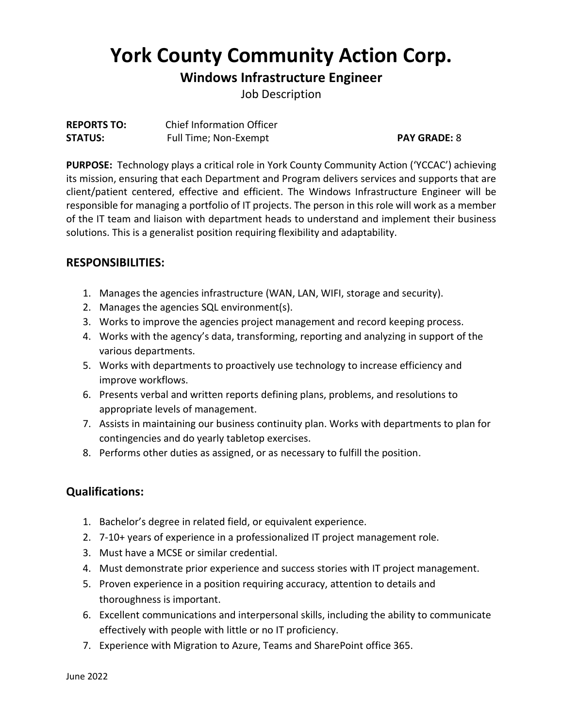# York County Community Action Corp.

## Windows Infrastructure Engineer

Job Description

**REPORTS TO:** Chief Information Officer
**STATUS:** Full Time; Non-Exempt **PAY GRADE:** 8

**PURPOSE:** Technology plays a critical role in York County Community Action ('YCCAC') achieving its mission, ensuring that each Department and Program delivers services and supports that are client/patient centered, effective and efficient. The Windows Infrastructure Engineer will be responsible for managing a portfolio of IT projects. The person in this role will work as a member of the IT team and liaison with department heads to understand and implement their business solutions. This is a generalist position requiring flexibility and adaptability.

### RESPONSIBILITIES:

1. Manages the agencies infrastructure (WAN, LAN, WIFI, storage and security).
2. Manages the agencies SQL environment(s).
3. Works to improve the agencies project management and record keeping process.
4. Works with the agency's data, transforming, reporting and analyzing in support of the various departments.
5. Works with departments to proactively use technology to increase efficiency and improve workflows.
6. Presents verbal and written reports defining plans, problems, and resolutions to appropriate levels of management.
7. Assists in maintaining our business continuity plan. Works with departments to plan for contingencies and do yearly tabletop exercises.
8. Performs other duties as assigned, or as necessary to fulfill the position.

### Qualifications:

1. Bachelor's degree in related field, or equivalent experience.
2. 7-10+ years of experience in a professionalized IT project management role.
3. Must have a MCSE or similar credential.
4. Must demonstrate prior experience and success stories with IT project management.
5. Proven experience in a position requiring accuracy, attention to details and thoroughness is important.
6. Excellent communications and interpersonal skills, including the ability to communicate effectively with people with little or no IT proficiency.
7. Experience with Migration to Azure, Teams and SharePoint office 365.

June 2022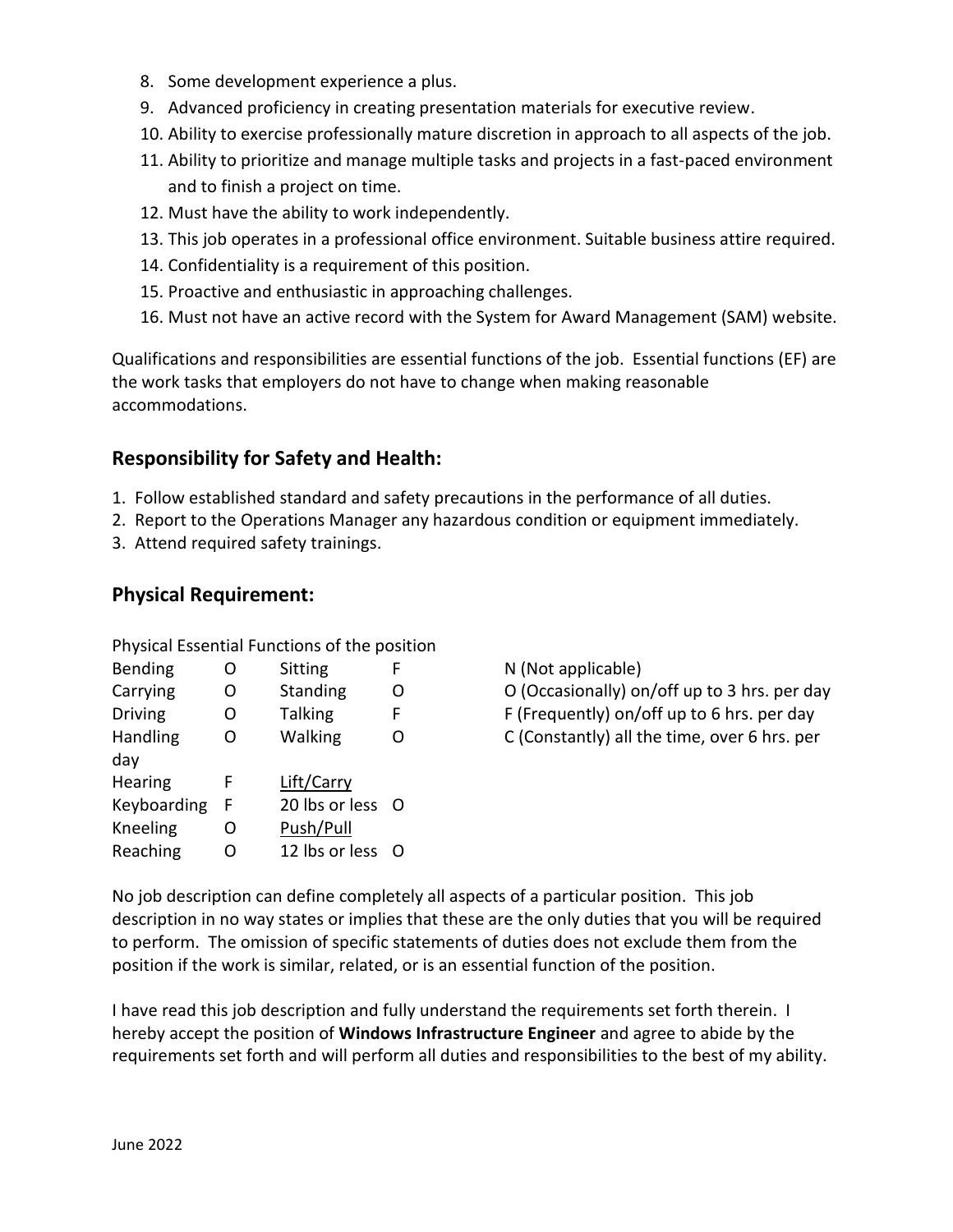8. Some development experience a plus.
9. Advanced proficiency in creating presentation materials for executive review.
10. Ability to exercise professionally mature discretion in approach to all aspects of the job.
11. Ability to prioritize and manage multiple tasks and projects in a fast-paced environment and to finish a project on time.
12. Must have the ability to work independently.
13. This job operates in a professional office environment. Suitable business attire required.
14. Confidentiality is a requirement of this position.
15. Proactive and enthusiastic in approaching challenges.
16. Must not have an active record with the System for Award Management (SAM) website.

Qualifications and responsibilities are essential functions of the job. Essential functions (EF) are the work tasks that employers do not have to change when making reasonable accommodations.

## Responsibility for Safety and Health:

1. Follow established standard and safety precautions in the performance of all duties.
2. Report to the Operations Manager any hazardous condition or equipment immediately.
3. Attend required safety trainings.

## Physical Requirement:

Physical Essential Functions of the position

| | | | |
|---|---|---|---|
| Bending | O | Sitting | F |
| Carrying | O | Standing | O |
| Driving | O | Talking | F |
| Handling | O | Walking | O |
| Hearing | F | Lift/Carry | |
| Keyboarding | F | 20 lbs or less | O |
| Kneeling | O | Push/Pull | |
| Reaching | O | 12 lbs or less | O |

N (Not applicable)
O (Occasionally) on/off up to 3 hrs. per day
F (Frequently) on/off up to 6 hrs. per day
C (Constantly) all the time, over 6 hrs. per day

No job description can define completely all aspects of a particular position. This job description in no way states or implies that these are the only duties that you will be required to perform. The omission of specific statements of duties does not exclude them from the position if the work is similar, related, or is an essential function of the position.

I have read this job description and fully understand the requirements set forth therein. I hereby accept the position of **Windows Infrastructure Engineer** and agree to abide by the requirements set forth and will perform all duties and responsibilities to the best of my ability.

June 2022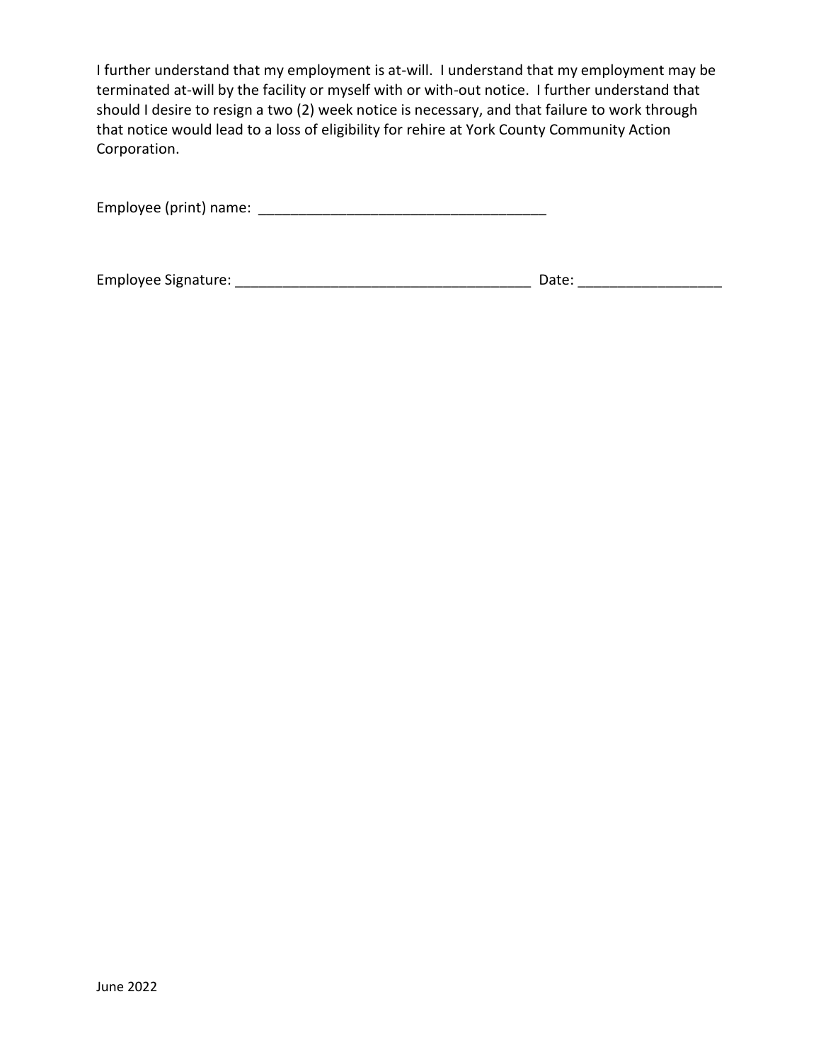I further understand that my employment is at-will. I understand that my employment may be terminated at-will by the facility or myself with or with-out notice. I further understand that should I desire to resign a two (2) week notice is necessary, and that failure to work through that notice would lead to a loss of eligibility for rehire at York County Community Action Corporation.

Employee (print) name: ____________________________________

Employee Signature: _____________________________________ Date: __________________

June 2022